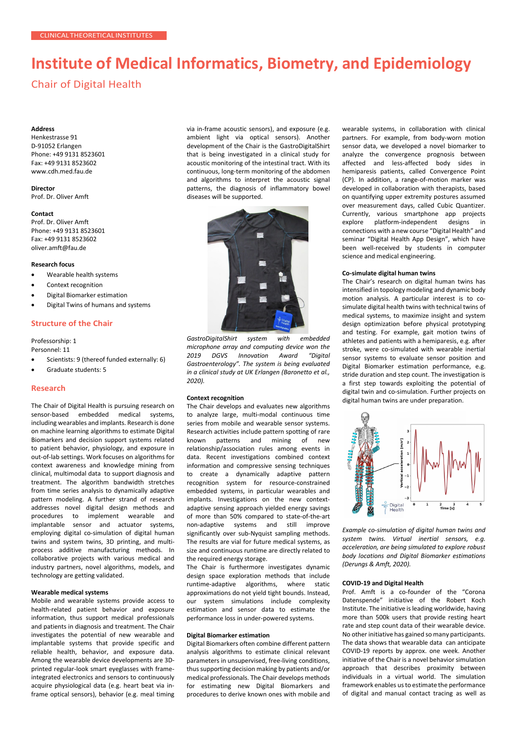CLINICAL THEORETICAL INSTITUTES

# Institute of Medical Informatics, Biometry, and Epidemiology

## Chair of Digital Health

**Address**
Henkestrasse 91
D-91052 Erlangen
Phone: +49 9131 8523601
Fax: +49 9131 8523602
www.cdh.med.fau.de

**Director**
Prof. Dr. Oliver Amft

**Contact**
Prof. Dr. Oliver Amft
Phone: +49 9131 8523601
Fax: +49 9131 8523602
oliver.amft@fau.de

**Research focus**

- Wearable health systems
- Context recognition
- Digital Biomarker estimation
- Digital Twins of humans and systems

### Structure of the Chair

Professorship: 1
Personnel: 11

- Scientists: 9 (thereof funded externally: 6)
- Graduate students: 5

### Research

The Chair of Digital Health is pursuing research on sensor-based embedded medical systems, including wearables and implants. Research is done on machine learning algorithms to estimate Digital Biomarkers and decision support systems related to patient behavior, physiology, and exposure in out-of-lab settings. Work focuses on algorithms for context awareness and knowledge mining from clinical, multimodal data to support diagnosis and treatment. The algorithm bandwidth stretches from time series analysis to dynamically adaptive pattern modeling. A further strand of research addresses novel digital design methods and procedures to implement wearable and implantable sensor and actuator systems, employing digital co-simulation of digital human twins and system twins, 3D printing, and multi-process additive manufacturing methods. In collaborative projects with various medical and industry partners, novel algorithms, models, and technology are getting validated.

**Wearable medical systems**

Mobile and wearable systems provide access to health-related patient behavior and exposure information, thus support medical professionals and patients in diagnosis and treatment. The Chair investigates the potential of new wearable and implantable systems that provide specific and reliable health, behavior, and exposure data. Among the wearable device developments are 3D-printed regular-look smart eyeglasses with frame-integrated electronics and sensors to continuously acquire physiological data (e.g. heart beat via in-frame optical sensors), behavior (e.g. meal timing via in-frame acoustic sensors), and exposure (e.g. ambient light via optical sensors). Another development of the Chair is the GastroDigitalShirt that is being investigated in a clinical study for acoustic monitoring of the intestinal tract. With its continuous, long-term monitoring of the abdomen and algorithms to interpret the acoustic signal patterns, the diagnosis of inflammatory bowel diseases will be supported.

*GastroDigitalShirt system with embedded microphone array and computing device won the 2019 DGVS Innovation Award "Digital Gastroenterology". The system is being evaluated in a clinical study at UK Erlangen (Baronetto et al., 2020).*

**Context recognition**

The Chair develops and evaluates new algorithms to analyze large, multi-modal continuous time series from mobile and wearable sensor systems. Research activities include pattern spotting of rare known patterns and mining of new relationship/association rules among events in data. Recent investigations combined context information and compressive sensing techniques to create a dynamically adaptive pattern recognition system for resource-constrained embedded systems, in particular wearables and implants. Investigations on the new context-adaptive sensing approach yielded energy savings of more than 50% compared to state-of-the-art non-adaptive systems and still improve significantly over sub-Nyquist sampling methods. The results are vial for future medical systems, as size and continuous runtime are directly related to the required energy storage.

The Chair is furthermore investigates dynamic design space exploration methods that include runtime-adaptive algorithms, where static approximations do not yield tight bounds. Instead, our system simulations include complexity estimation and sensor data to estimate the performance loss in under-powered systems.

**Digital Biomarker estimation**

Digital Biomarkers often combine different pattern analysis algorithms to estimate clinical relevant parameters in unsupervised, free-living conditions, thus supporting decision making by patients and/or medical professionals. The Chair develops methods for estimating new Digital Biomarkers and procedures to derive known ones with mobile and wearable systems, in collaboration with clinical partners. For example, from body-worn motion sensor data, we developed a novel biomarker to analyze the convergence prognosis between affected and less-affected body sides in hemiparesis patients, called Convergence Point (CP). In addition, a range-of-motion marker was developed in collaboration with therapists, based on quantifying upper extremity postures assumed over measurement days, called Cubic Quantizer. Currently, various smartphone app projects explore platform-independent designs in connections with a new course "Digital Health" and seminar "Digital Health App Design", which have been well-received by students in computer science and medical engineering.

**Co-simulate digital human twins**

The Chair's research on digital human twins has intensified in topology modeling and dynamic body motion analysis. A particular interest is to co-simulate digital health twins with technical twins of medical systems, to maximize insight and system design optimization before physical prototyping and testing. For example, gait motion twins of athletes and patients with a hemiparesis, e.g. after stroke, were co-simulated with wearable inertial sensor systems to evaluate sensor position and Digital Biomarker estimation performance, e.g. stride duration and step count. The investigation is a first step towards exploiting the potential of digital twin and co-simulation. Further projects on digital human twins are under preparation.

*Example co-simulation of digital human twins and system twins. Virtual inertial sensors, e.g. acceleration, are being simulated to explore robust body locations and Digital Biomarker estimations (Derungs & Amft, 2020).*

**COVID-19 and Digital Health**

Prof. Amft is a co-founder of the "Corona Datenspende" initiative of the Robert Koch Institute. The initiative is leading worldwide, having more than 500k users that provide resting heart rate and step count data of their wearable device. No other initiative has gained so many participants. The data shows that wearable data can anticipate COVID-19 reports by approx. one week. Another initiative of the Chair is a novel behavior simulation approach that describes proximity between individuals in a virtual world. The simulation framework enables us to estimate the performance of digital and manual contact tracing as well as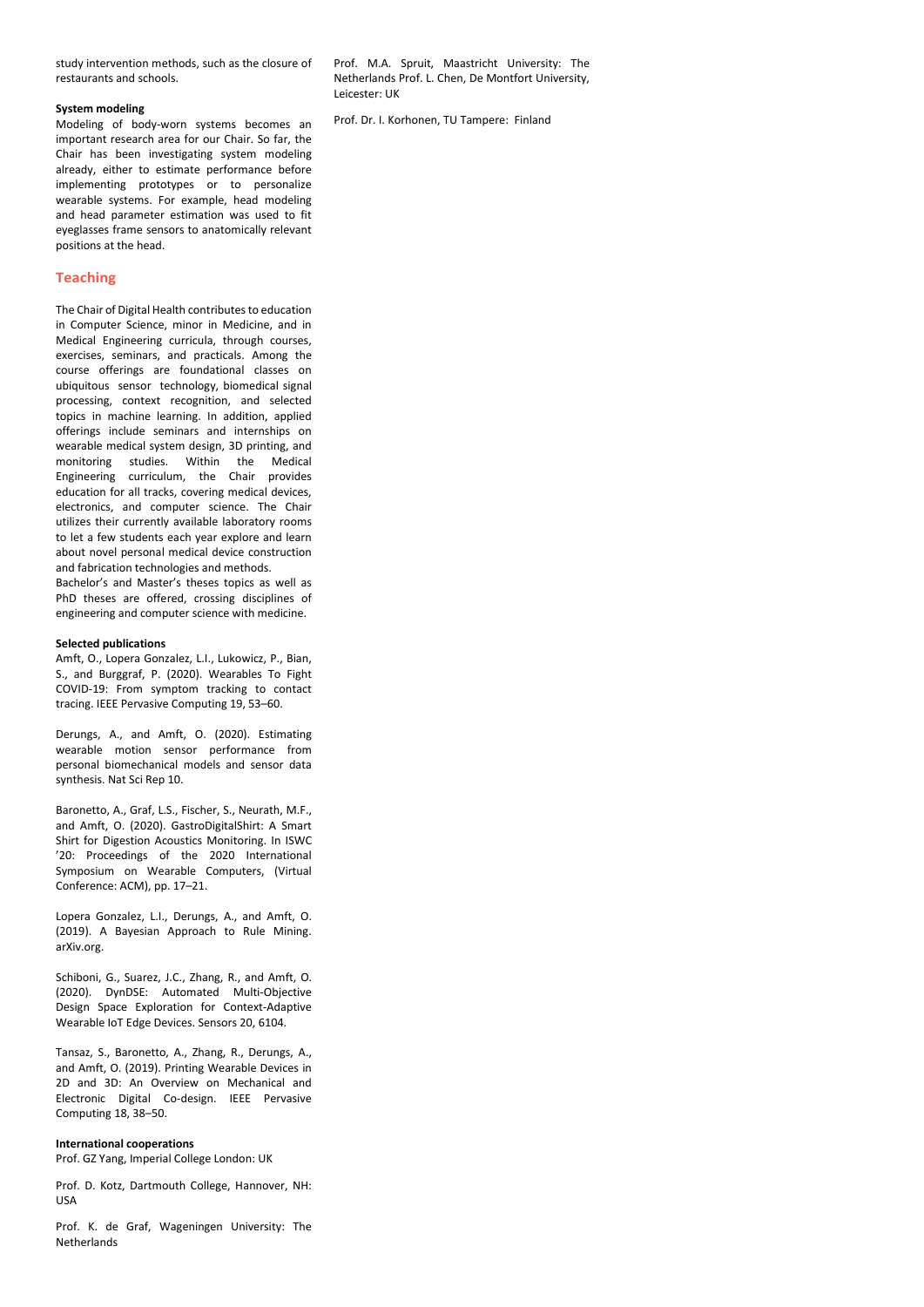study intervention methods, such as the closure of restaurants and schools.

**System modeling**

Modeling of body-worn systems becomes an important research area for our Chair. So far, the Chair has been investigating system modeling already, either to estimate performance before implementing prototypes or to personalize wearable systems. For example, head modeling and head parameter estimation was used to fit eyeglasses frame sensors to anatomically relevant positions at the head.

## Teaching

The Chair of Digital Health contributes to education in Computer Science, minor in Medicine, and in Medical Engineering curricula, through courses, exercises, seminars, and practicals. Among the course offerings are foundational classes on ubiquitous sensor technology, biomedical signal processing, context recognition, and selected topics in machine learning. In addition, applied offerings include seminars and internships on wearable medical system design, 3D printing, and monitoring studies. Within the Medical Engineering curriculum, the Chair provides education for all tracks, covering medical devices, electronics, and computer science. The Chair utilizes their currently available laboratory rooms to let a few students each year explore and learn about novel personal medical device construction and fabrication technologies and methods.
Bachelor's and Master's theses topics as well as PhD theses are offered, crossing disciplines of engineering and computer science with medicine.

**Selected publications**

Amft, O., Lopera Gonzalez, L.I., Lukowicz, P., Bian, S., and Burggraf, P. (2020). Wearables To Fight COVID-19: From symptom tracking to contact tracing. IEEE Pervasive Computing 19, 53–60.

Derungs, A., and Amft, O. (2020). Estimating wearable motion sensor performance from personal biomechanical models and sensor data synthesis. Nat Sci Rep 10.

Baronetto, A., Graf, L.S., Fischer, S., Neurath, M.F., and Amft, O. (2020). GastroDigitalShirt: A Smart Shirt for Digestion Acoustics Monitoring. In ISWC '20: Proceedings of the 2020 International Symposium on Wearable Computers, (Virtual Conference: ACM), pp. 17–21.

Lopera Gonzalez, L.I., Derungs, A., and Amft, O. (2019). A Bayesian Approach to Rule Mining. arXiv.org.

Schiboni, G., Suarez, J.C., Zhang, R., and Amft, O. (2020). DynDSE: Automated Multi-Objective Design Space Exploration for Context-Adaptive Wearable IoT Edge Devices. Sensors 20, 6104.

Tansaz, S., Baronetto, A., Zhang, R., Derungs, A., and Amft, O. (2019). Printing Wearable Devices in 2D and 3D: An Overview on Mechanical and Electronic Digital Co-design. IEEE Pervasive Computing 18, 38–50.

**International cooperations**

Prof. GZ Yang, Imperial College London: UK

Prof. D. Kotz, Dartmouth College, Hannover, NH: USA

Prof. K. de Graf, Wageningen University: The Netherlands

Prof. M.A. Spruit, Maastricht University: The Netherlands Prof. L. Chen, De Montfort University, Leicester: UK

Prof. Dr. I. Korhonen, TU Tampere: Finland